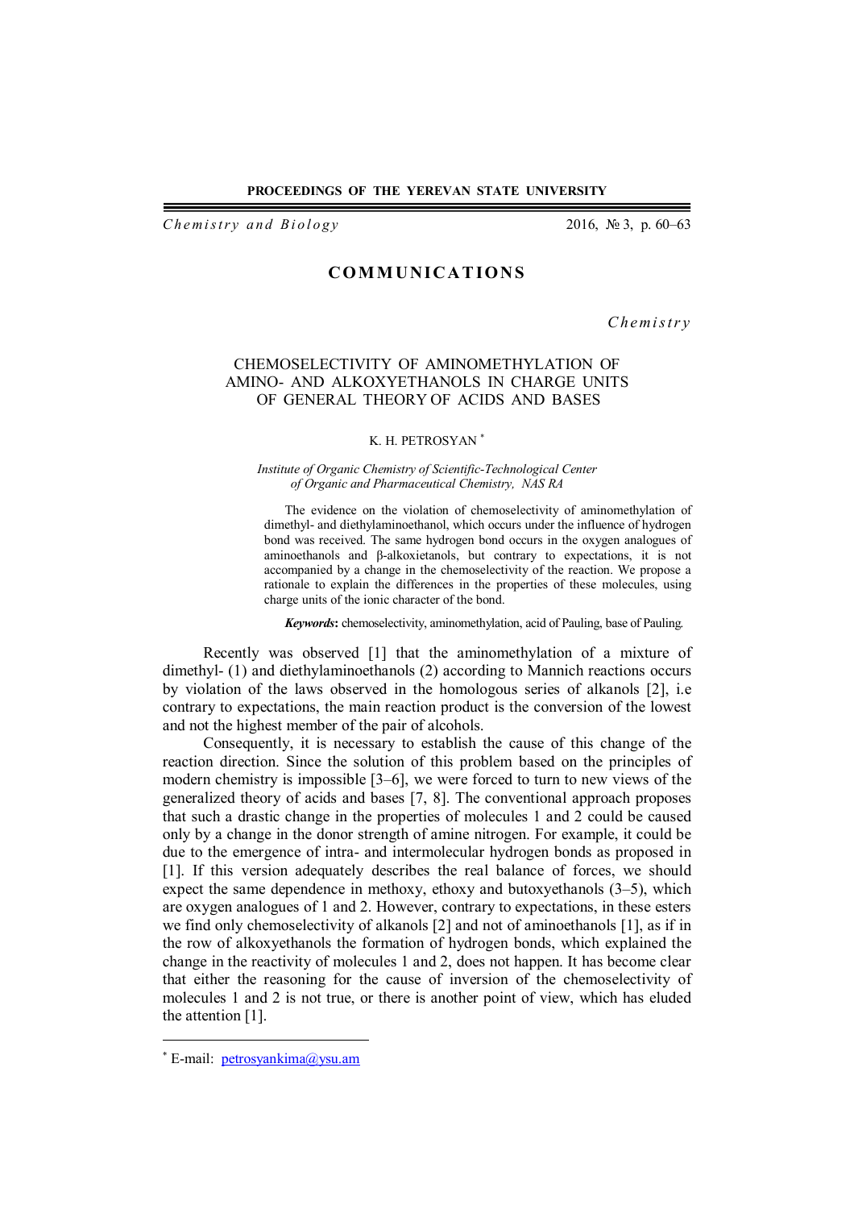## COMMUNICATIONS

*Chemistry*

# CHEMOSELECTIVITY OF AMINOMETHYLATION OF AMINO- AND ALKOXYETHANOLS IN CHARGE UNITS OF GENERAL THEORY OF ACIDS AND BASES

K. H. PETROSYAN [*]

*Institute of Organic Chemistry of Scientific-Technological Center of Organic and Pharmaceutical Chemistry, NAS RA*

The evidence on the violation of chemoselectivity of aminomethylation of dimethyl- and diethylaminoethanol, which occurs under the influence of hydrogen bond was received. The same hydrogen bond occurs in the oxygen analogues of aminoethanols and β-alkoxietanols, but contrary to expectations, it is not accompanied by a change in the chemoselectivity of the reaction. We propose a rationale to explain the differences in the properties of these molecules, using charge units of the ionic character of the bond.

***Keywords*:** chemoselectivity, aminomethylation, acid of Pauling, base of Pauling.

Recently was observed [1] that the aminomethylation of a mixture of dimethyl- (1) and diethylaminoethanols (2) according to Mannich reactions occurs by violation of the laws observed in the homologous series of alkanols [2], i.e contrary to expectations, the main reaction product is the conversion of the lowest and not the highest member of the pair of alcohols.

Consequently, it is necessary to establish the cause of this change of the reaction direction. Since the solution of this problem based on the principles of modern chemistry is impossible [3–6], we were forced to turn to new views of the generalized theory of acids and bases [7, 8]. The conventional approach proposes that such a drastic change in the properties of molecules 1 and 2 could be caused only by a change in the donor strength of amine nitrogen. For example, it could be due to the emergence of intra- and intermolecular hydrogen bonds as proposed in [1]. If this version adequately describes the real balance of forces, we should expect the same dependence in methoxy, ethoxy and butoxyethanols (3–5), which are oxygen analogues of 1 and 2. However, contrary to expectations, in these esters we find only chemoselectivity of alkanols [2] and not of aminoethanols [1], as if in the row of alkoxyethanols the formation of hydrogen bonds, which explained the change in the reactivity of molecules 1 and 2, does not happen. It has become clear that either the reasoning for the cause of inversion of the chemoselectivity of molecules 1 and 2 is not true, or there is another point of view, which has eluded the attention [1].

---

[*] E-mail: petrosyankima@ysu.am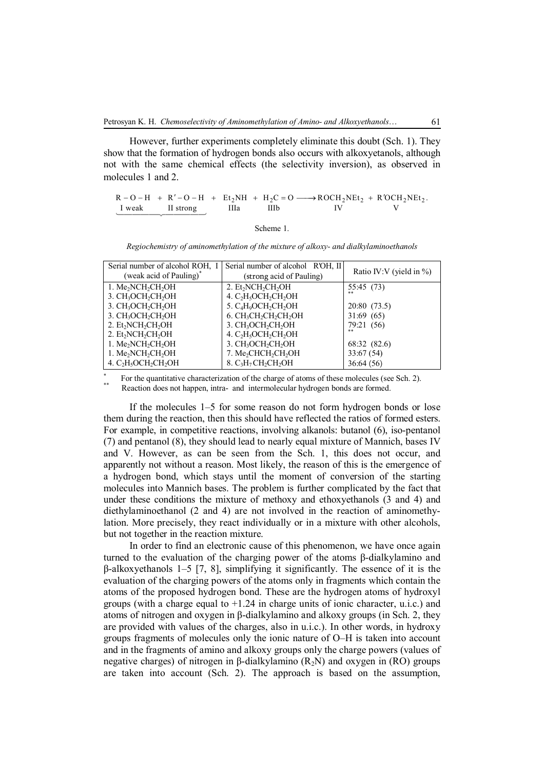However, further experiments completely eliminate this doubt (Sch. 1). They show that the formation of hydrogen bonds also occurs with alkoxyetanols, although not with the same chemical effects (the selectivity inversion), as observed in molecules 1 and 2.

$$\underbrace{\underset{\text{I weak}}{R-O-H} + \underset{\text{II strong}}{R'-O-H}} + \underset{\text{IIIa}}{Et_2NH} + \underset{\text{IIIb}}{H_2C=O} \longrightarrow \underset{\text{IV}}{ROCH_2NEt_2} + \underset{\text{V}}{R'OCH_2NEt_2}.$$

Scheme 1.

*Regiochemistry of aminomethylation of the mixture of alkoxy- and dialkylaminoethanols*

| Serial number of alcohol ROH, I (weak acid of Pauling)* | Serial number of alcohol R'OH, II (strong acid of Pauling) | Ratio IV:V (yield in %) |
|---|---|---|
| 1. $Me_2NCH_2CH_2OH$ | 2. $Et_2NCH_2CH_2OH$ | 55:45 (73) |
| 3. $CH_3OCH_2CH_2OH$ | 4. $C_2H_5OCH_2CH_2OH$ | ** |
| 3. $CH_3OCH_2CH_2OH$ | 5. $C_4H_9OCH_2CH_2OH$ | 20:80 (73.5) |
| 3. $CH_3OCH_2CH_2OH$ | 6. $CH_3CH_2CH_2CH_2OH$ | 31:69 (65) |
| 2. $Et_2NCH_2CH_2OH$ | 3. $CH_3OCH_2CH_2OH$ | 79:21 (56) |
| 2. $Et_2NCH_2CH_2OH$ | 4. $C_2H_5OCH_2CH_2OH$ | ** |
| 1. $Me_2NCH_2CH_2OH$ | 3. $CH_3OCH_2CH_2OH$ | 68:32 (82.6) |
| 1. $Me_2NCH_2CH_2OH$ | 7. $Me_2CHCH_2CH_2OH$ | 33:67 (54) |
| 4. $C_2H_5OCH_2CH_2OH$ | 8. $C_3H_7CH_2CH_2OH$ | 36:64 (56) |

\* For the quantitative characterization of the charge of atoms of these molecules (see Sch. 2).

\*\* Reaction does not happen, intra- and intermolecular hydrogen bonds are formed.

If the molecules 1–5 for some reason do not form hydrogen bonds or lose them during the reaction, then this should have reflected the ratios of formed esters. For example, in competitive reactions, involving alkanols: butanol (6), iso-pentanol (7) and pentanol (8), they should lead to nearly equal mixture of Mannich, bases IV and V. However, as can be seen from the Sch. 1, this does not occur, and apparently not without a reason. Most likely, the reason of this is the emergence of a hydrogen bond, which stays until the moment of conversion of the starting molecules into Mannich bases. The problem is further complicated by the fact that under these conditions the mixture of methoxy and ethoxyethanols (3 and 4) and diethylaminoethanol (2 and 4) are not involved in the reaction of aminomethylation. More precisely, they react individually or in a mixture with other alcohols, but not together in the reaction mixture.

In order to find an electronic cause of this phenomenon, we have once again turned to the evaluation of the charging power of the atoms β-dialkylamino and β-alkoxyethanols 1–5 [7, 8], simplifying it significantly. The essence of it is the evaluation of the charging powers of the atoms only in fragments which contain the atoms of the proposed hydrogen bond. These are the hydrogen atoms of hydroxyl groups (with a charge equal to +1.24 in charge units of ionic character, u.i.c.) and atoms of nitrogen and oxygen in β-dialkylamino and alkoxy groups (in Sch. 2, they are provided with values of the charges, also in u.i.c.). In other words, in hydroxy groups fragments of molecules only the ionic nature of O–H is taken into account and in the fragments of amino and alkoxy groups only the charge powers (values of negative charges) of nitrogen in β-dialkylamino ($R_2N$) and oxygen in (RO) groups are taken into account (Sch. 2). The approach is based on the assumption,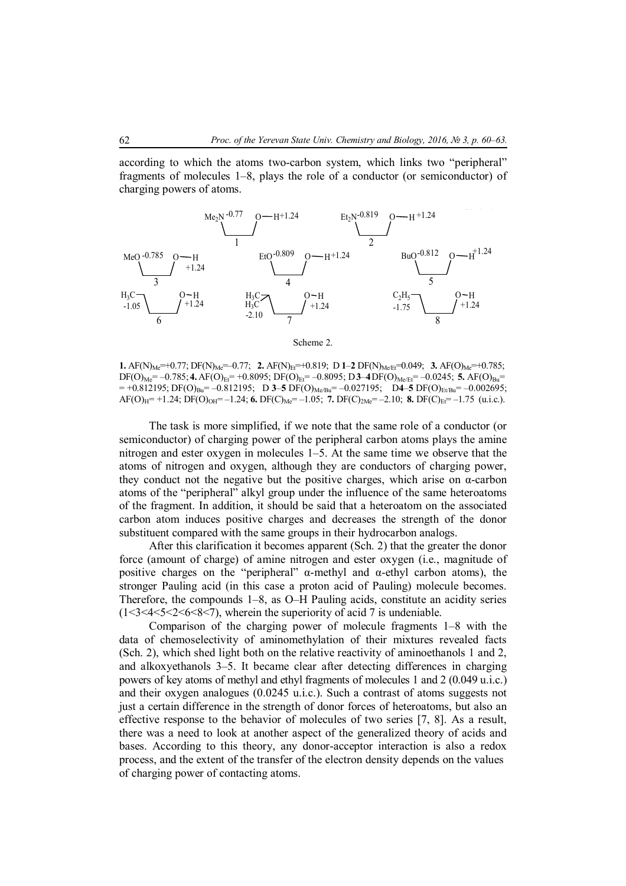according to which the atoms two-carbon system, which links two "peripheral" fragments of molecules 1–8, plays the role of a conductor (or semiconductor) of charging powers of atoms.

Scheme 2.

**1.** $AF(N)_{Me}$=+0.77; $DF(N)_{Me}$=–0.77; **2.** $AF(N)_{Et}$=+0.819; D **1**–**2** $DF(N)_{Me/Et}$=0.049; **3.** $AF(O)_{Me}$=+0.785; $DF(O)_{Me}$= –0.785; **4.** $AF(O)_{Et}$= +0.8095; $DF(O)_{Et}$= –0.8095; D **3**–**4** $DF(O)_{Me/Et}$= –0.0245; **5.** $AF(O)_{Bu}$= = +0.812195; $DF(O)_{Bu}$= –0.812195; D **3**–**5** $DF(O)_{Me/Bu}$= –0.027195; D**4**–**5** $DF(O)_{Et/Bu}$= –0.002695; $AF(O)_{H}$= +1.24; $DF(O)_{OH}$= –1.24; **6.** $DF(C)_{Me}$= –1.05; **7.** $DF(C)_{2Me}$= –2.10; **8.** $DF(C)_{Et}$= –1.75 (u.i.c.).

The task is more simplified, if we note that the same role of a conductor (or semiconductor) of charging power of the peripheral carbon atoms plays the amine nitrogen and ester oxygen in molecules 1–5. At the same time we observe that the atoms of nitrogen and oxygen, although they are conductors of charging power, they conduct not the negative but the positive charges, which arise on α-carbon atoms of the "peripheral" alkyl group under the influence of the same heteroatoms of the fragment. In addition, it should be said that a heteroatom on the associated carbon atom induces positive charges and decreases the strength of the donor substituent compared with the same groups in their hydrocarbon analogs.

After this clarification it becomes apparent (Sch. 2) that the greater the donor force (amount of charge) of amine nitrogen and ester oxygen (i.e., magnitude of positive charges on the "peripheral" α-methyl and α-ethyl carbon atoms), the stronger Pauling acid (in this case a proton acid of Pauling) molecule becomes. Therefore, the compounds 1–8, as O–H Pauling acids, constitute an acidity series (1<3<4<5<2<6<8<7), wherein the superiority of acid 7 is undeniable.

Comparison of the charging power of molecule fragments 1–8 with the data of chemoselectivity of aminomethylation of their mixtures revealed facts (Sch. 2), which shed light both on the relative reactivity of aminoethanols 1 and 2, and alkoxyethanols 3–5. It became clear after detecting differences in charging powers of key atoms of methyl and ethyl fragments of molecules 1 and 2 (0.049 u.i.c.) and their oxygen analogues (0.0245 u.i.c.). Such a contrast of atoms suggests not just a certain difference in the strength of donor forces of heteroatoms, but also an effective response to the behavior of molecules of two series [7, 8]. As a result, there was a need to look at another aspect of the generalized theory of acids and bases. According to this theory, any donor-acceptor interaction is also a redox process, and the extent of the transfer of the electron density depends on the values of charging power of contacting atoms.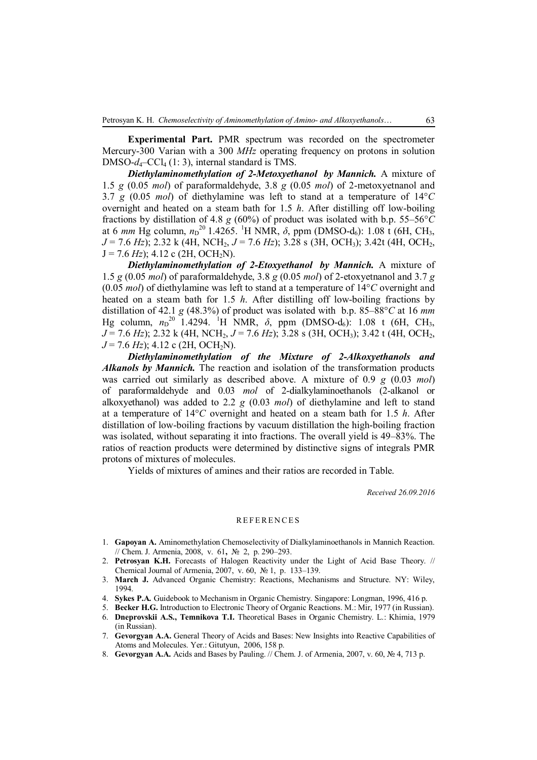**Experimental Part.** PMR spectrum was recorded on the spectrometer Mercury-300 Varian with a 300 *MHz* operating frequency on protons in solution DMSO-$d_4$–$CCl_4$ (1: 3), internal standard is TMS.

***Diethylaminomethylation of 2-Metoxyethanol by Mannich.*** A mixture of 1.5 *g* (0.05 *mol*) of paraformaldehyde, 3.8 *g* (0.05 *mol*) of 2-metoxyetnanol and 3.7 *g* (0.05 *mol*) of diethylamine was left to stand at a temperature of 14°*C* overnight and heated on a steam bath for 1.5 *h*. After distilling off low-boiling fractions by distillation of 4.8 *g* (60%) of product was isolated with b.p. 55–56°*C* at 6 *mm* Hg column, $n_D^{20}$ 1.4265. $^1$H NMR, *δ*, ppm (DMSO-$d_6$): 1.08 t (6H, $CH_3$, *J* = 7.6 *Hz*); 2.32 k (4H, $NCH_2$, *J* = 7.6 *Hz*); 3.28 s (3H, $OCH_3$); 3.42t (4H, $OCH_2$, J = 7.6 *Hz*); 4.12 c (2H, $OCH_2N$).

***Diethylaminomethylation of 2-Etoxyethanol by Mannich.*** A mixture of 1.5 *g* (0.05 *mol*) of paraformaldehyde, 3.8 *g* (0.05 *mol*) of 2-etoxyetnanol and 3.7 *g* (0.05 *mol*) of diethylamine was left to stand at a temperature of 14°*C* overnight and heated on a steam bath for 1.5 *h*. After distilling off low-boiling fractions by distillation of 42.1 *g* (48.3%) of product was isolated with b.p. 85–88°*C* at 16 *mm* Hg column, $n_D^{20}$ 1.4294. $^1$H NMR, *δ*, ppm (DMSO-$d_6$): 1.08 t (6H, $CH_3$, *J* = 7.6 *Hz*); 2.32 k (4H, $NCH_2$, *J* = 7.6 *Hz*); 3.28 s (3H, $OCH_3$); 3.42 t (4H, $OCH_2$, *J* = 7.6 *Hz*); 4.12 c (2H, $OCH_2N$).

***Diethylaminomethylation of the Mixture of 2-Alkoxyethanols and Alkanols by Mannich.*** The reaction and isolation of the transformation products was carried out similarly as described above. A mixture of 0.9 *g* (0.03 *mol*) of paraformaldehyde and 0.03 *mol* of 2-dialkylaminoethanols (2-alkanol or alkoxyethanol) was added to 2.2 *g* (0.03 *mol*) of diethylamine and left to stand at a temperature of 14°*C* overnight and heated on a steam bath for 1.5 *h*. After distillation of low-boiling fractions by vacuum distillation the high-boiling fraction was isolated, without separating it into fractions. The overall yield is 49–83%. The ratios of reaction products were determined by distinctive signs of integrals PMR protons of mixtures of molecules.

Yields of mixtures of amines and their ratios are recorded in Table.

*Received 26.09.2016*

## REFERENCES

1. **Gapoyan A.** Aminomethylation Chemoselectivity of Dialkylaminoethanols in Mannich Reaction. // Chem. J. Armenia, 2008, v. 61, № 2, p. 290–293.
2. **Petrosyan K.H.** Forecasts of Halogen Reactivity under the Light of Acid Base Theory. // Chemical Journal of Armenia, 2007, v. 60, № 1, p. 133–139.
3. **March J.** Advanced Organic Chemistry: Reactions, Mechanisms and Structure. NY: Wiley, 1994.
4. **Sykes P.A.** Guidebook to Mechanism in Organic Chemistry. Singapore: Longman, 1996, 416 p.
5. **Becker H.G.** Introduction to Electronic Theory of Organic Reactions. M.: Mir, 1977 (in Russian).
6. **Dneprovskii A.S., Temnikova T.I.** Theoretical Bases in Organic Chemistry. L.: Khimia, 1979 (in Russian).
7. **Gevorgyan A.A.** General Theory of Acids and Bases: New Insights into Reactive Capabilities of Atoms and Molecules. Yer.: Gitutyun, 2006, 158 p.
8. **Gevorgyan A.A.** Acids and Bases by Pauling. // Chem. J. of Armenia, 2007, v. 60, № 4, 713 p.